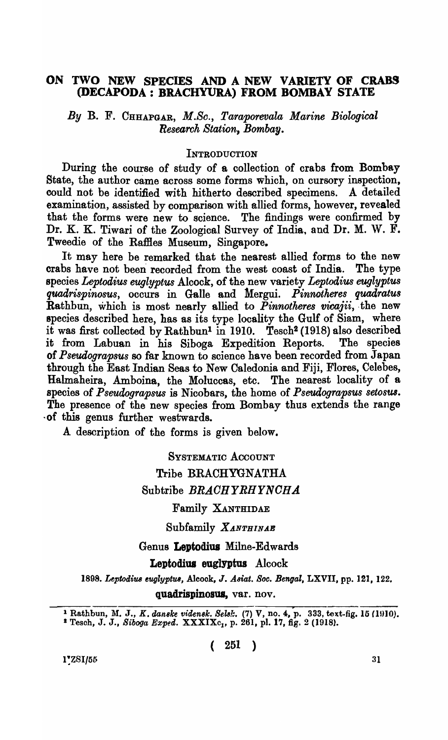# ON TWO NEW SPECIES AND A NEW VARIETY OF CRABS (DECAPODA : BRACHYURA) FROM BOMBAY STATE

*By* B. F. CHHAPGAR, *M.Sc., Taraporevala Marine Biological Research Station, Bombay.*

## INTRODUCTION

During the course of study of a collection of crabs from Bombay State, the author came across some forms which, on cursory inspection, could not be identified with hitherto described specimens. A detailed examination, assisted by comparison with allied forms, however, revealed that the forms were new to science. The findings were confirmed by Dr. K. K. Tiwari of the Zoological Survey of India, and Dr. M. W. F. Tweedie of the Raffles Museum, Singapore.

It may here be remarked that the nearest allied forms to the new crabs have not been recorded from the west coast of India. The type species *Leptodius euglyptus* Alcock, of the new variety *Leptodius euglyptus quadrispinosus*, occurs in Galle and Mergui. *Pinnotheres quadratus* Rathbun, which is most nearly allied to *Pinnotheres vicajii*, the new species described here, has as its type locality the Gulf of Siam, where it was first collected by Rathbun[1] in 1910. Tesch[2] (1918) also described it from Labuan in his Siboga Expedition Reports. The species of *Pseudograpsus* so far known to science have been recorded from Japan through the East Indian Seas to New Caledonia and Fiji, Flores, Celebes, Halmaheira, Amboina, the Moluccas, etc. The nearest locality of a species of *Pseudograpsus* is Nicobars, the home of *Pseudograpsus setosus*. The presence of the new species from Bombay thus extends the range of this genus further westwards.

A description of the forms is given below.

## SYSTEMATIC ACCOUNT

Tribe BRACHYGNATHA

Subtribe *BRACHYRHYNCHA*

Family XANTHIDAE

Subfamily *XANTHINAE*

Genus **Leptodius** Milne-Edwards

**Leptodius euglyptus** Alcock

1898. *Leptodius euglyptus*, Alcock, *J. Asiat. Soc. Bengal*, LXVII, pp. 121, 122.

**quadrispinosus**, var. nov.

---

[1] Rathbun, M. J., *K. danske vidensk. Selsk.* (7) V, no. 4, p. 333, text-fig. 15 (1910).

[2] Tesch, J. J., *Siboga Exped.* XXXIXc$_1$, p. 261, pl. 17, fig. 2 (1918).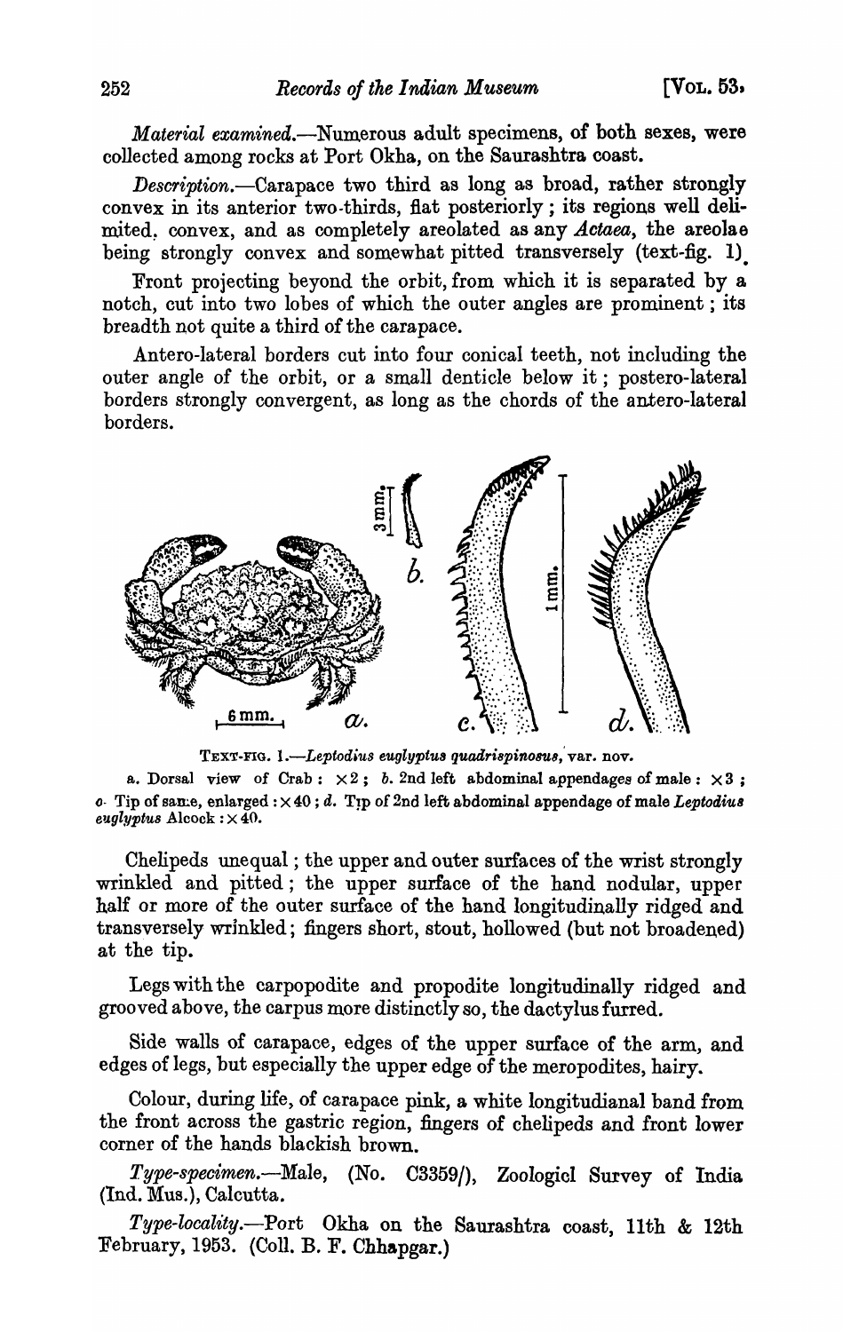*Material examined*.—Numerous adult specimens, of both sexes, were collected among rocks at Port Okha, on the Saurashtra coast.

*Description*.—Carapace two third as long as broad, rather strongly convex in its anterior two-thirds, flat posteriorly; its regions well delimited, convex, and as completely areolated as any *Actaea*, the areolae being strongly convex and somewhat pitted transversely (text-fig. 1).

Front projecting beyond the orbit, from which it is separated by a notch, cut into two lobes of which the outer angles are prominent; its breadth not quite a third of the carapace.

Antero-lateral borders cut into four conical teeth, not including the outer angle of the orbit, or a small denticle below it; postero-lateral borders strongly convergent, as long as the chords of the antero-lateral borders.

TEXT-FIG. 1.—*Leptodius euglyptus quadrispinosus*, var. nov.

a. Dorsal view of Crab: $\times 2$; b. 2nd left abdominal appendages of male: $\times 3$; c. Tip of same, enlarged: $\times 40$; d. Tip of 2nd left abdominal appendage of male *Leptodius euglyptus* Alcock: $\times 40$.

Chelipeds unequal; the upper and outer surfaces of the wrist strongly wrinkled and pitted; the upper surface of the hand nodular, upper half or more of the outer surface of the hand longitudinally ridged and transversely wrinkled; fingers short, stout, hollowed (but not broadened) at the tip.

Legs with the carpopodite and propodite longitudinally ridged and grooved above, the carpus more distinctly so, the dactylus furred.

Side walls of carapace, edges of the upper surface of the arm, and edges of legs, but especially the upper edge of the meropodites, hairy.

Colour, during life, of carapace pink, a white longitudianal band from the front across the gastric region, fingers of chelipeds and front lower corner of the hands blackish brown.

*Type-specimen*.—Male, (No. C3359/), Zoologicl Survey of India (Ind. Mus.), Calcutta.

*Type-locality*.—Port Okha on the Saurashtra coast, 11th & 12th February, 1953. (Coll. B. F. Chhapgar.)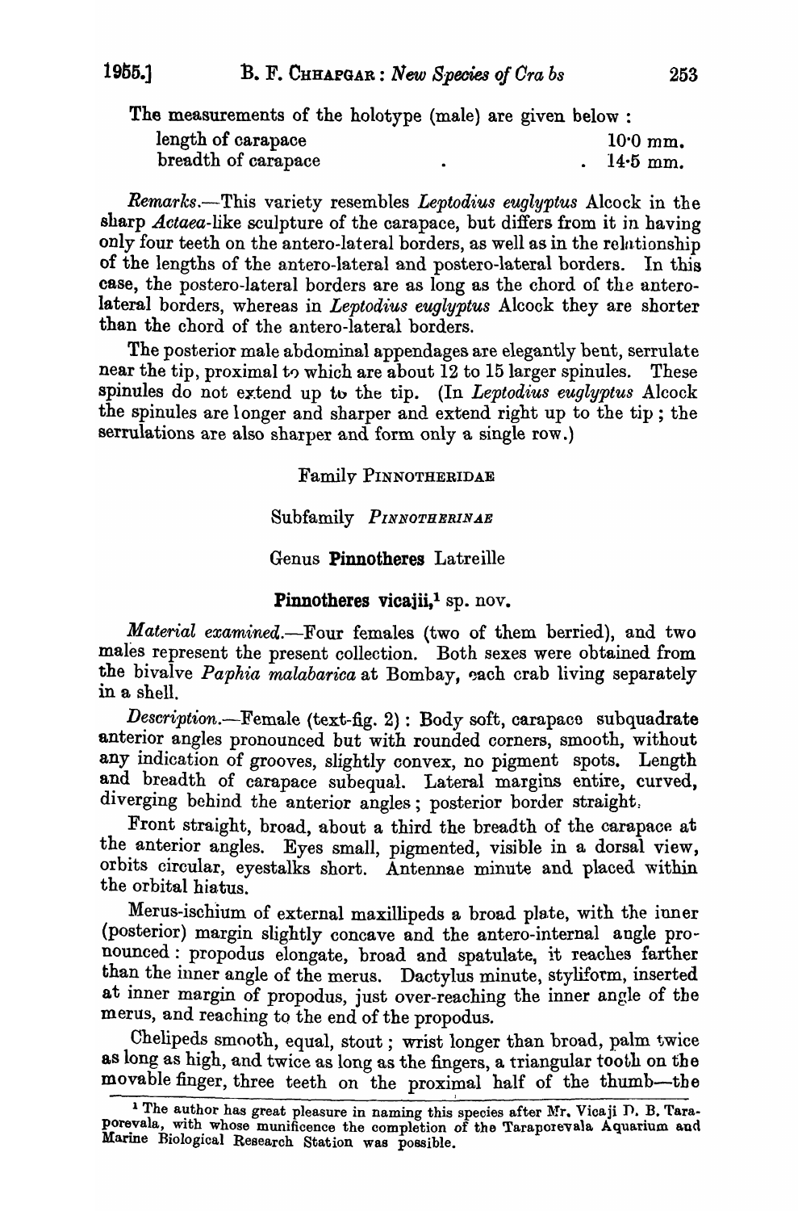The measurements of the holotype (male) are given below :

| | |
|---|---|
| length of carapace | 10·0 mm. |
| breadth of carapace | 14·5 mm. |

*Remarks*.—This variety resembles *Leptodius euglyptus* Alcock in the sharp *Actaea*-like sculpture of the carapace, but differs from it in having only four teeth on the antero-lateral borders, as well as in the relationship of the lengths of the antero-lateral and postero-lateral borders. In this case, the postero-lateral borders are as long as the chord of the antero-lateral borders, whereas in *Leptodius euglyptus* Alcock they are shorter than the chord of the antero-lateral borders.

The posterior male abdominal appendages are elegantly bent, serrulate near the tip, proximal to which are about 12 to 15 larger spinules. These spinules do not extend up to the tip. (In *Leptodius euglyptus* Alcock the spinules are longer and sharper and extend right up to the tip ; the serrulations are also sharper and form only a single row.)

## Family PINNOTHERIDAE

### Subfamily *PINNOTHERINAE*

### Genus **Pinnotheres** Latreille

### **Pinnotheres vicajii,**[1] sp. nov.

*Material examined*.—Four females (two of them berried), and two males represent the present collection. Both sexes were obtained from the bivalve *Paphia malabarica* at Bombay, each crab living separately in a shell.

*Description*.—Female (text-fig. 2) : Body soft, carapace subquadrate anterior angles pronounced but with rounded corners, smooth, without any indication of grooves, slightly convex, no pigment spots. Length and breadth of carapace subequal. Lateral margins entire, curved, diverging behind the anterior angles ; posterior border straight.

Front straight, broad, about a third the breadth of the carapace at the anterior angles. Eyes small, pigmented, visible in a dorsal view, orbits circular, eyestalks short. Antennae minute and placed within the orbital hiatus.

Merus-ischium of external maxillipeds a broad plate, with the inner (posterior) margin slightly concave and the antero-internal angle pronounced : propodus elongate, broad and spatulate, it reaches farther than the inner angle of the merus. Dactylus minute, styliform, inserted at inner margin of propodus, just over-reaching the inner angle of the merus, and reaching to the end of the propodus.

Chelipeds smooth, equal, stout ; wrist longer than broad, palm twice as long as high, and twice as long as the fingers, a triangular tooth on the movable finger, three teeth on the proximal half of the thumb—the

[1] The author has great pleasure in naming this species after Mr. Vicaji D. B. Taraporevala, with whose munificence the completion of the Taraporevala Aquarium and Marine Biological Research Station was possible.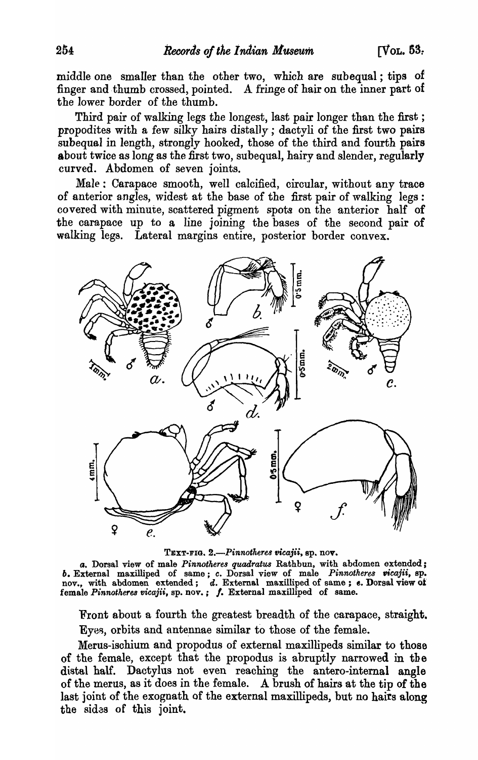middle one smaller than the other two, which are subequal; tips of finger and thumb crossed, pointed. A fringe of hair on the inner part of the lower border of the thumb.

Third pair of walking legs the longest, last pair longer than the first; propodites with a few silky hairs distally; dactyli of the first two pairs subequal in length, strongly hooked, those of the third and fourth pairs about twice as long as the first two, subequal, hairy and slender, regularly curved. Abdomen of seven joints.

Male: Carapace smooth, well calcified, circular, without any trace of anterior angles, widest at the base of the first pair of walking legs: covered with minute, scattered pigment spots on the anterior half of the carapace up to a line joining the bases of the second pair of walking legs. Lateral margins entire, posterior border convex.

TEXT-FIG. 2.—*Pinnotheres vicajii*, sp. nov.

*a.* Dorsal view of male *Pinnotheres quadratus* Rathbun, with abdomen extended; *b.* External maxilliped of same; *c.* Dorsal view of male *Pinnotheres vicajii*, sp. nov., with abdomen extended; *d.* External maxilliped of same; *e.* Dorsal view of female *Pinnotheres vicajii*, sp. nov.; *f.* External maxilliped of same.

Front about a fourth the greatest breadth of the carapace, straight.

Eyes, orbits and antennae similar to those of the female.

Merus-ischium and propodus of external maxillipeds similar to those of the female, except that the propodus is abruptly narrowed in the distal half. Dactylus not even reaching the antero-internal angle of the merus, as it does in the female. A brush of hairs at the tip of the last joint of the exognath of the external maxillipeds, but no hairs along the sides of this joint.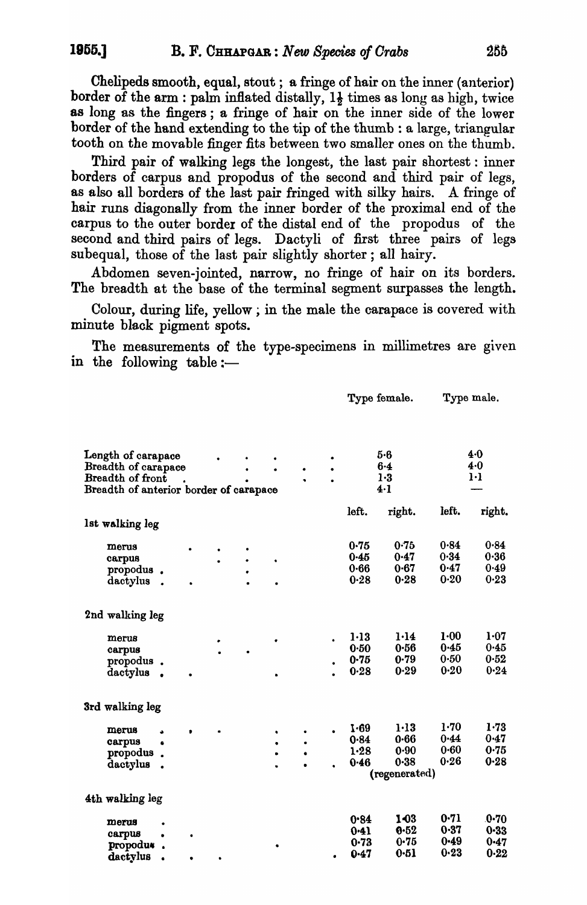Chelipeds smooth, equal, stout ; a fringe of hair on the inner (anterior) border of the arm : palm inflated distally, $1\frac{1}{2}$ times as long as high, twice as long as the fingers ; a fringe of hair on the inner side of the lower border of the hand extending to the tip of the thumb : a large, triangular tooth on the movable finger fits between two smaller ones on the thumb.

Third pair of walking legs the longest, the last pair shortest : inner borders of carpus and propodus of the second and third pair of legs, as also all borders of the last pair fringed with silky hairs. A fringe of hair runs diagonally from the inner border of the proximal end of the carpus to the outer border of the distal end of the propodus of the second and third pairs of legs. Dactyli of first three pairs of legs subequal, those of the last pair slightly shorter ; all hairy.

Abdomen seven-jointed, narrow, no fringe of hair on its borders. The breadth at the base of the terminal segment surpasses the length.

Colour, during life, yellow ; in the male the carapace is covered with minute black pigment spots.

The measurements of the type-specimens in millimetres are given in the following table :—

| | Type female. | | Type male. | |
|---|---|---|---|---|
| Length of carapace | 5·6 | | 4·0 | |
| Breadth of carapace | 6·4 | | 4·0 | |
| Breadth of front | 1·3 | | 1·1 | |
| Breadth of anterior border of carapace | 4·1 | | — | |
| | left. | right. | left. | right. |
| **1st walking leg** | | | | |
| merus | 0·75 | 0·75 | 0·84 | 0·84 |
| carpus | 0·45 | 0·47 | 0·34 | 0·36 |
| propodus | 0·66 | 0·67 | 0·47 | 0·49 |
| dactylus | 0·28 | 0·28 | 0·20 | 0·23 |
| **2nd walking leg** | | | | |
| merus | 1·13 | 1·14 | 1·00 | 1·07 |
| carpus | 0·50 | 0·56 | 0·45 | 0·45 |
| propodus | 0·75 | 0·79 | 0·50 | 0·52 |
| dactylus | 0·28 | 0·29 | 0·20 | 0·24 |
| **3rd walking leg** | | | | |
| merus | 1·69 | 1·13 | 1·70 | 1·73 |
| carpus | 0·84 | 0·66 | 0·44 | 0·47 |
| propodus | 1·28 | 0·90 | 0·60 | 0·75 |
| dactylus | 0·46 | 0·38 (regenerated) | 0·26 | 0·28 |
| **4th walking leg** | | | | |
| merus | 0·84 | 1·03 | 0·71 | 0·70 |
| carpus | 0·41 | 0·52 | 0·37 | 0·33 |
| propodus | 0·73 | 0·75 | 0·49 | 0·47 |
| dactylus | 0·47 | 0·51 | 0·23 | 0·22 |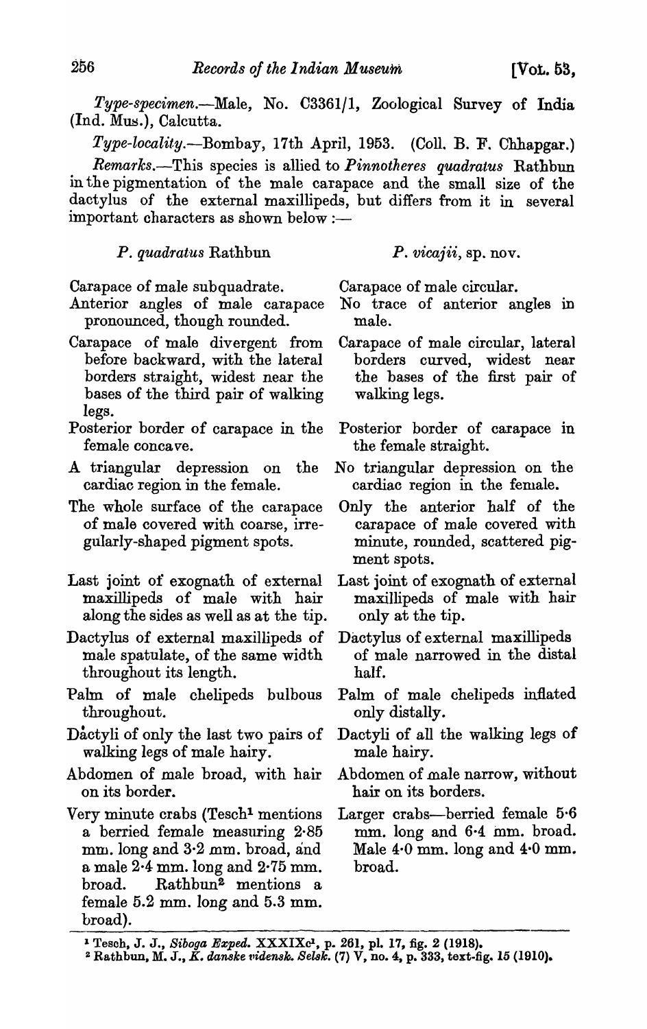*Type-specimen.*—Male, No. C3361/1, Zoological Survey of India (Ind. Mus.), Calcutta.

*Type-locality.*—Bombay, 17th April, 1953. (Coll. B. F. Chhapgar.)

*Remarks.*—This species is allied to *Pinnotheres quadratus* Rathbun in the pigmentation of the male carapace and the small size of the dactylus of the external maxillipeds, but differs from it in several important characters as shown below :—

| *P. quadratus* Rathbun | *P. vicajii*, sp. nov. |
|---|---|
| Carapace of male subquadrate. | Carapace of male circular. |
| Anterior angles of male carapace pronounced, though rounded. | No trace of anterior angles in male. |
| Carapace of male divergent from before backward, with the lateral borders straight, widest near the bases of the third pair of walking legs. | Carapace of male circular, lateral borders curved, widest near the bases of the first pair of walking legs. |
| Posterior border of carapace in the female concave. | Posterior border of carapace in the female straight. |
| A triangular depression on the cardiac region in the female. | No triangular depression on the cardiac region in the female. |
| The whole surface of the carapace of male covered with coarse, irregularly-shaped pigment spots. | Only the anterior half of the carapace of male covered with minute, rounded, scattered pigment spots. |
| Last joint of exognath of external maxillipeds of male with hair along the sides as well as at the tip. | Last joint of exognath of external maxillipeds of male with hair only at the tip. |
| Dactylus of external maxillipeds of male spatulate, of the same width throughout its length. | Dactylus of external maxillipeds of male narrowed in the distal half. |
| Palm of male chelipeds bulbous throughout. | Palm of male chelipeds inflated only distally. |
| Dactyli of only the last two pairs of walking legs of male hairy. | Dactyli of all the walking legs of male hairy. |
| Abdomen of male broad, with hair on its border. | Abdomen of male narrow, without hair on its borders. |
| Very minute crabs (Tesch[1] mentions a berried female measuring 2·85 mm. long and 3·2 mm. broad, and a male 2·4 mm. long and 2·75 mm. broad. Rathbun[2] mentions a female 5.2 mm. long and 5.3 mm. broad). | Larger crabs—berried female 5·6 mm. long and 6·4 mm. broad. Male 4·0 mm. long and 4·0 mm. broad. |

[1] Tesch, J. J., *Siboga Exped.* XXXIXc[1], p. 261, pl. 17, fig. 2 (1918).

[2] Rathbun, M. J., *K. danske vidensk. Selsk.* (7) V, no. 4, p. 333, text-fig. 15 (1910).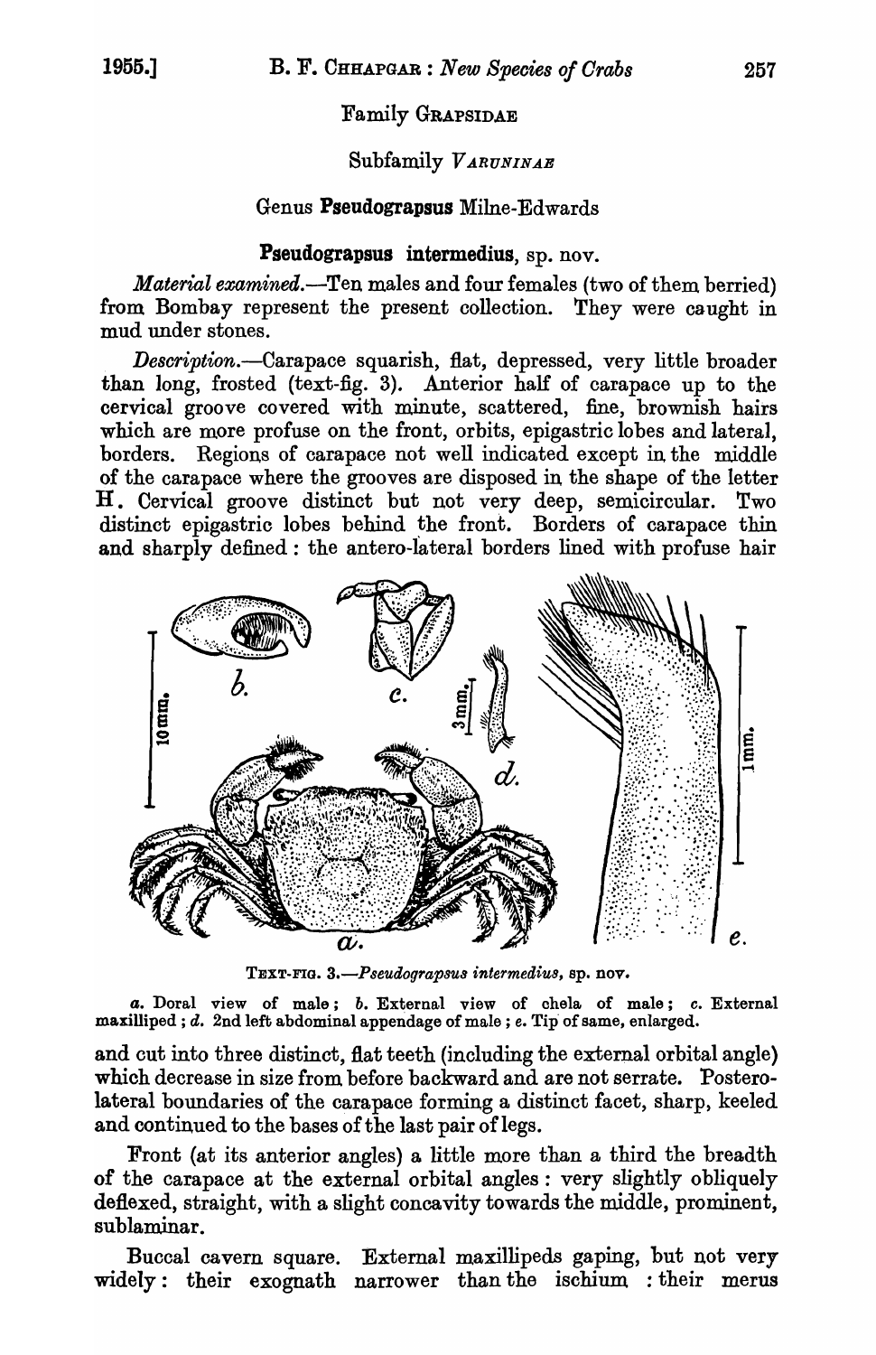Family GRAPSIDAE

Subfamily *VARUNINAE*

Genus **Pseudograpsus** Milne-Edwards

**Pseudograpsus intermedius**, sp. nov.

*Material examined.*—Ten males and four females (two of them berried) from Bombay represent the present collection. They were caught in mud under stones.

*Description.*—Carapace squarish, flat, depressed, very little broader than long, frosted (text-fig. 3). Anterior half of carapace up to the cervical groove covered with minute, scattered, fine, brownish hairs which are more profuse on the front, orbits, epigastric lobes and lateral, borders. Regions of carapace not well indicated except in the middle of the carapace where the grooves are disposed in the shape of the letter H. Cervical groove distinct but not very deep, semicircular. Two distinct epigastric lobes behind the front. Borders of carapace thin and sharply defined: the antero-lateral borders lined with profuse hair

TEXT-FIG. 3.—*Pseudograpsus intermedius*, sp. nov.

*a.* Doral view of male; *b.* External view of chela of male; *c.* External maxilliped; *d.* 2nd left abdominal appendage of male; *e.* Tip of same, enlarged.

and cut into three distinct, flat teeth (including the external orbital angle) which decrease in size from before backward and are not serrate. Postero-lateral boundaries of the carapace forming a distinct facet, sharp, keeled and continued to the bases of the last pair of legs.

Front (at its anterior angles) a little more than a third the breadth of the carapace at the external orbital angles: very slightly obliquely deflexed, straight, with a slight concavity towards the middle, prominent, sublaminar.

Buccal cavern square. External maxillipeds gaping, but not very widely: their exognath narrower than the ischium : their merus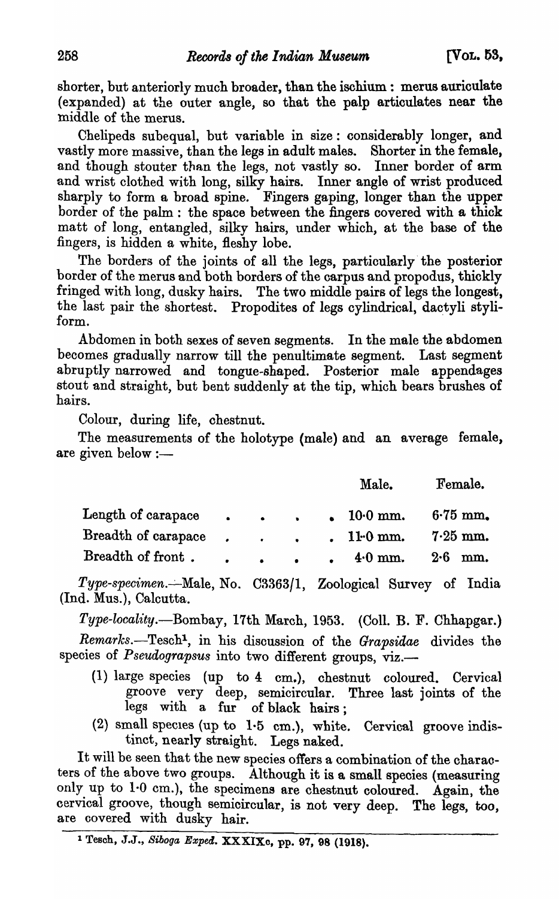shorter, but anteriorly much broader, than the ischium : merus auriculate (expanded) at the outer angle, so that the palp articulates near the middle of the merus.

Chelipeds subequal, but variable in size : considerably longer, and vastly more massive, than the legs in adult males. Shorter in the female, and though stouter than the legs, not vastly so. Inner border of arm and wrist clothed with long, silky hairs. Inner angle of wrist produced sharply to form a broad spine. Fingers gaping, longer than the upper border of the palm : the space between the fingers covered with a thick matt of long, entangled, silky hairs, under which, at the base of the fingers, is hidden a white, fleshy lobe.

The borders of the joints of all the legs, particularly the posterior border of the merus and both borders of the carpus and propodus, thickly fringed with long, dusky hairs. The two middle pairs of legs the longest, the last pair the shortest. Propodites of legs cylindrical, dactyli styliform.

Abdomen in both sexes of seven segments. In the male the abdomen becomes gradually narrow till the penultimate segment. Last segment abruptly narrowed and tongue-shaped. Posterior male appendages stout and straight, but bent suddenly at the tip, which bears brushes of hairs.

Colour, during life, chestnut.

The measurements of the holotype (male) and an average female, are given below :—

| | Male. | Female. |
|---|---|---|
| Length of carapace | 10·0 mm. | 6·75 mm. |
| Breadth of carapace | 11·0 mm. | 7·25 mm. |
| Breadth of front | 4·0 mm. | 2·6 mm. |

*Type-specimen.*—Male, No. C3363/1, Zoological Survey of India (Ind. Mus.), Calcutta.

*Type-locality.*—Bombay, 17th March, 1953. (Coll. B. F. Chhapgar.)

*Remarks.*—Tesch[1], in his discussion of the *Grapsidae* divides the species of *Pseudograpsus* into two different groups, viz.—

(1) large species (up to 4 cm.), chestnut coloured. Cervical groove very deep, semicircular. Three last joints of the legs with a fur of black hairs ;

(2) small species (up to 1·5 cm.), white. Cervical groove indistinct, nearly straight. Legs naked.

It will be seen that the new species offers a combination of the characters of the above two groups. Although it is a small species (measuring only up to 1·0 cm.), the specimens are chestnut coloured. Again, the cervical groove, though semicircular, is not very deep. The legs, too, are covered with dusky hair.

[1] Tesch, J.J., *Siboga Exped.* XXXIXc, pp. 97, 98 (1918).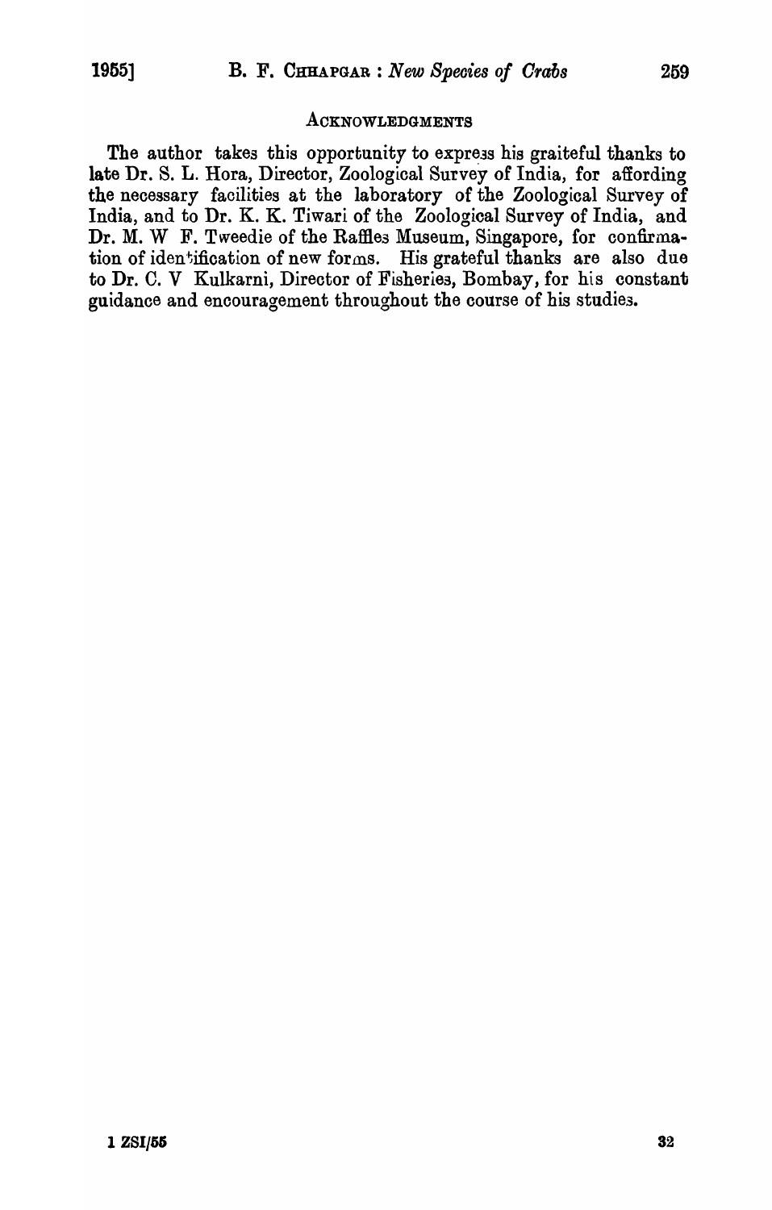## ACKNOWLEDGMENTS

The author takes this opportunity to express his graiteful thanks to late Dr. S. L. Hora, Director, Zoological Survey of India, for affording the necessary facilities at the laboratory of the Zoological Survey of India, and to Dr. K. K. Tiwari of the Zoological Survey of India, and Dr. M. W F. Tweedie of the Raffles Museum, Singapore, for confirmation of identification of new forms. His grateful thanks are also due to Dr. C. V Kulkarni, Director of Fisheries, Bombay, for his constant guidance and encouragement throughout the course of his studies.